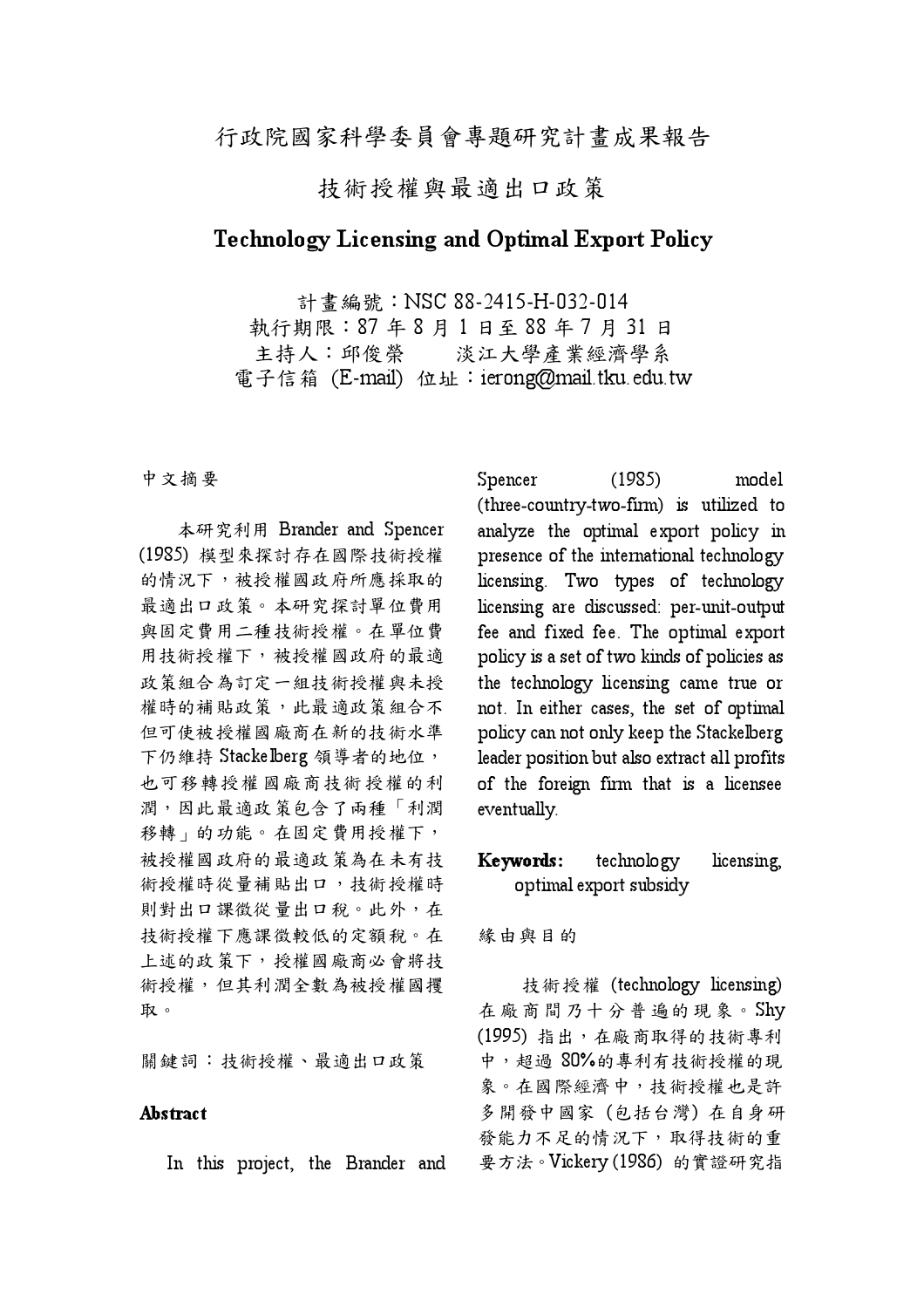# 行政院國家科學委員會專題研究計畫成果報告

## 技術授權與最適出口政策

## Technology Licensing and Optimal Export Policy

計畫編號：NSC 88-2415-H-032-014
執行期限：87 年 8 月 1 日至 88 年 7 月 31 日
主持人：邱俊榮　　淡江大學產業經濟學系
電子信箱 (E-mail) 位址：ierong@mail.tku.edu.tw

### 中文摘要

本研究利用 Brander and Spencer (1985) 模型來探討存在國際技術授權的情況下，被授權國政府所應採取的最適出口政策。本研究探討單位費用與固定費用二種技術授權。在單位費用技術授權下，被授權國政府的最適政策組合為訂定一組技術授權與未授權時的補貼政策，此最適政策組合不但可使被授權國廠商在新的技術水準下仍維持 Stackelberg 領導者的地位，也可移轉授權國廠商技術授權的利潤，因此最適政策包含了兩種「利潤移轉」的功能。在固定費用授權下，被授權國政府的最適政策為在未有技術授權時從量補貼出口，技術授權時則對出口課徵從量出口稅。此外，在技術授權下應課徵較低的定額稅。在上述的政策下，授權國廠商必會將技術授權，但其利潤全數為被授權國攫取。

關鍵詞：技術授權、最適出口政策

### Abstract

In this project, the Brander and Spencer (1985) model (three-country-two-firm) is utilized to analyze the optimal export policy in presence of the international technology licensing. Two types of technology licensing are discussed: per-unit-output fee and fixed fee. The optimal export policy is a set of two kinds of policies as the technology licensing came true or not. In either cases, the set of optimal policy can not only keep the Stackelberg leader position but also extract all profits of the foreign firm that is a licensee eventually.

**Keywords:** technology licensing, optimal export subsidy

### 緣由與目的

技術授權 (technology licensing) 在廠商間乃十分普遍的現象。Shy (1995) 指出，在廠商取得的技術專利中，超過 80%的專利有技術授權的現象。在國際經濟中，技術授權也是許多開發中國家（包括台灣）在自身研發能力不足的情況下，取得技術的重要方法。Vickery (1986) 的實證研究指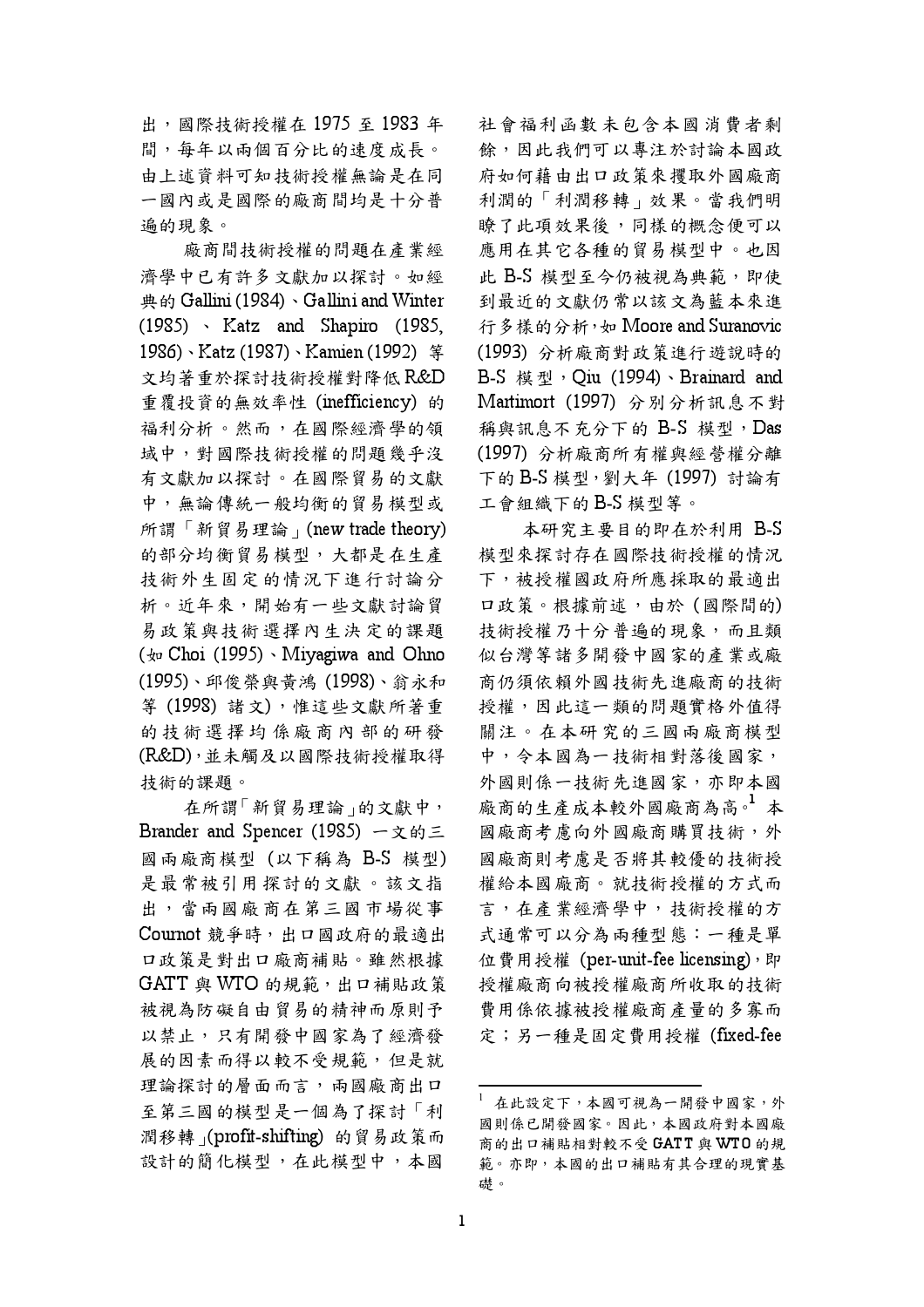出，國際技術授權在 1975 至 1983 年間，每年以兩個百分比的速度成長。由上述資料可知技術授權無論是在同一國內或是國際的廠商間均是十分普遍的現象。

廠商間技術授權的問題在產業經濟學中已有許多文獻加以探討。如經典的 Gallini (1984)、Gallini and Winter (1985)、Katz and Shapiro (1985, 1986)、Katz (1987)、Kamien (1992) 等文均著重於探討技術授權對降低 R&D 重覆投資的無效率性 (inefficiency) 的福利分析。然而，在國際經濟學的領域中，對國際技術授權的問題幾乎沒有文獻加以探討。在國際貿易的文獻中，無論傳統一般均衡的貿易模型或所謂「新貿易理論」(new trade theory) 的部分均衡貿易模型，大都是在生產技術外生固定的情況下進行討論分析。近年來，開始有一些文獻討論貿易政策與技術選擇內生決定的課題 (如 Choi (1995)、Miyagiwa and Ohno (1995)、邱俊榮與黃鴻 (1998)、翁永和等 (1998) 諸文)，惟這些文獻所著重的技術選擇均係廠商內部的研發 (R&D)，並未觸及以國際技術授權取得技術的課題。

在所謂「新貿易理論」的文獻中，Brander and Spencer (1985) 一文的三國兩廠商模型 (以下稱為 B-S 模型) 是最常被引用探討的文獻。該文指出，當兩國廠商在第三國市場從事 Cournot 競爭時，出口國政府的最適出口政策是對出口廠商補貼。雖然根據 GATT 與 WTO 的規範，出口補貼政策被視為防礙自由貿易的精神而原則予以禁止，只有開發中國家為了經濟發展的因素而得以較不受規範，但是就理論探討的層面而言，兩國廠商出口至第三國的模型是一個為了探討「利潤移轉」(profit-shifting) 的貿易政策而設計的簡化模型，在此模型中，本國社會福利函數未包含本國消費者剩餘，因此我們可以專注於討論本國政府如何藉由出口政策來攫取外國廠商利潤的「利潤移轉」效果。當我們明瞭了此項效果後，同樣的概念便可以應用在其它各種的貿易模型中。也因此 B-S 模型至今仍被視為典範，即使到最近的文獻仍常以該文為藍本來進行多樣的分析，如 Moore and Suranovic (1993) 分析廠商對政策進行遊說時的 B-S 模型，Qiu (1994)、Brainard and Martimort (1997) 分別分析訊息不對稱與訊息不充分下的 B-S 模型，Das (1997) 分析廠商所有權與經營權分離下的 B-S 模型，劉大年 (1997) 討論有工會組織下的 B-S 模型等。

本研究主要目的即在於利用 B-S 模型來探討存在國際技術授權的情況下，被授權國政府所應採取的最適出口政策。根據前述，由於 (國際間的) 技術授權乃十分普遍的現象，而且類似台灣等諸多開發中國家的產業或廠商仍須依賴外國技術先進廠商的技術授權，因此這一類的問題實格外值得關注。在本研究的三國兩廠商模型中，令本國為一技術相對落後國家，外國則係一技術先進國家，亦即本國廠商的生產成本較外國廠商為高。[1] 本國廠商考慮向外國廠商購買技術，外國廠商則考慮是否將其較優的技術授權給本國廠商。就技術授權的方式而言，在產業經濟學中，技術授權的方式通常可以分為兩種型態：一種是單位費用授權 (per-unit-fee licensing)，即授權廠商向被授權廠商所收取的技術費用係依據被授權廠商產量的多寡而定；另一種是固定費用授權 (fixed-fee

[1] 在此設定下，本國可視為一開發中國家，外國則係已開發國家。因此，本國政府對本國廠商的出口補貼相對較不受 GATT 與 WTO 的規範。亦即，本國的出口補貼有其合理的現實基礎。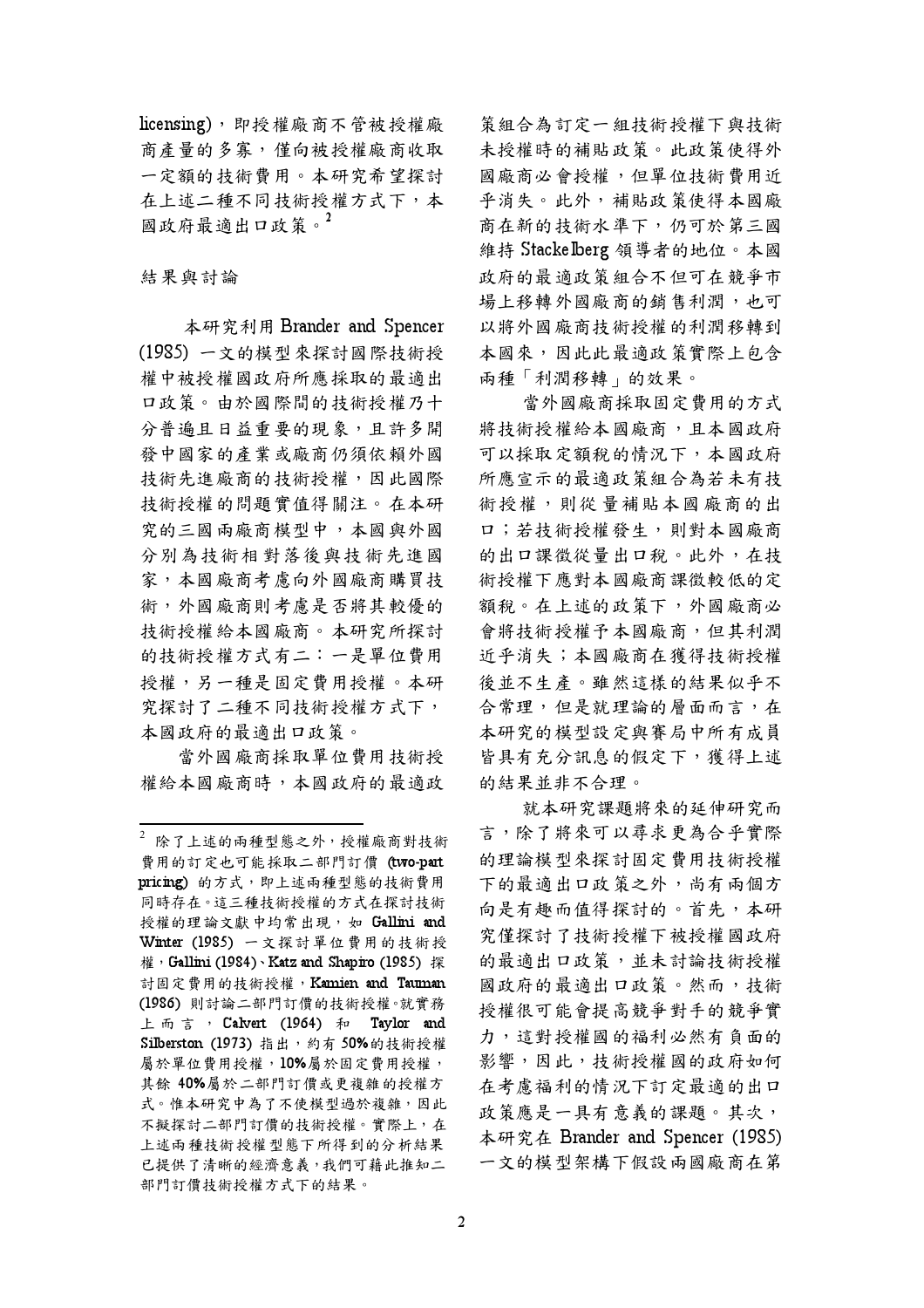licensing)，即授權廠商不管被授權廠商產量的多寡，僅向被授權廠商收取一定額的技術費用。本研究希望探討在上述二種不同技術授權方式下，本國政府最適出口政策。[2]

## 結果與討論

本研究利用 Brander and Spencer (1985) 一文的模型來探討國際技術授權中被授權國政府所應採取的最適出口政策。由於國際間的技術授權乃十分普遍且日益重要的現象，且許多開發中國家的產業或廠商仍須依賴外國技術先進廠商的技術授權，因此國際技術授權的問題實值得關注。在本研究的三國兩廠商模型中，本國與外國分別為技術相對落後與技術先進國家，本國廠商考慮向外國廠商購買技術，外國廠商則考慮是否將其較優的技術授權給本國廠商。本研究所探討的技術授權方式有二：一是單位費用授權，另一種是固定費用授權。本研究探討了二種不同技術授權方式下，本國政府的最適出口政策。

當外國廠商採取單位費用技術授權給本國廠商時，本國政府的最適政策組合為訂定一組技術授權下與技術未授權時的補貼政策。此政策使得外國廠商必會授權，但單位技術費用近乎消失。此外，補貼政策使得本國廠商在新的技術水準下，仍可於第三國維持 Stackelberg 領導者的地位。本國政府的最適政策組合不但可在競爭市場上移轉外國廠商的銷售利潤，也可以將外國廠商技術授權的利潤移轉到本國來，因此此最適政策實際上包含兩種「利潤移轉」的效果。

當外國廠商採取固定費用的方式將技術授權給本國廠商，且本國政府可以採取定額稅的情況下，本國政府所應宣示的最適政策組合為若未有技術授權，則從量補貼本國廠商的出口；若技術授權發生，則對本國廠商的出口課徵從量出口稅。此外，在技術授權下應對本國廠商課徵較低的定額稅。在上述的政策下，外國廠商必會將技術授權予本國廠商，但其利潤近乎消失；本國廠商在獲得技術授權後並不生產。雖然這樣的結果似乎不合常理，但是就理論的層面而言，在本研究的模型設定與賽局中所有成員皆具有充分訊息的假定下，獲得上述的結果並非不合理。

就本研究課題將來的延伸研究而言，除了將來可以尋求更為合乎實際的理論模型來探討固定費用技術授權下的最適出口政策之外，尚有兩個方向是有趣而值得探討的。首先，本研究僅探討了技術授權下被授權國政府的最適出口政策，並未討論技術授權國政府的最適出口政策。然而，技術授權很可能會提高競爭對手的競爭實力，這對授權國的福利必然有負面的影響，因此，技術授權國的政府如何在考慮福利的情況下訂定最適的出口政策應是一具有意義的課題。其次，本研究在 Brander and Spencer (1985) 一文的模型架構下假設兩國廠商在第

---

[2] 除了上述的兩種型態之外，授權廠商對技術費用的訂定也可能採取二部門訂價 (two-part pricing) 的方式，即上述兩種型態的技術費用同時存在。這三種技術授權的方式在探討技術授權的理論文獻中均常出現，如 Gallini and Winter (1985) 一文探討單位費用的技術授權，Gallini (1984)、Katz and Shapiro (1985) 探討固定費用的技術授權，Kamien and Tauman (1986) 則討論二部門訂價的技術授權。就實務上而言，Calvert (1964) 和 Taylor and Silberston (1973) 指出，約有 50%的技術授權屬於單位費用授權，10%屬於固定費用授權，其餘 40%屬於二部門訂價或更複雜的授權方式。惟本研究中為了不使模型過於複雜，因此不擬探討二部門訂價的技術授權。實際上，在上述兩種技術授權型態下所得到的分析結果已提供了清晰的經濟意義，我們可藉此推知二部門訂價技術授權方式下的結果。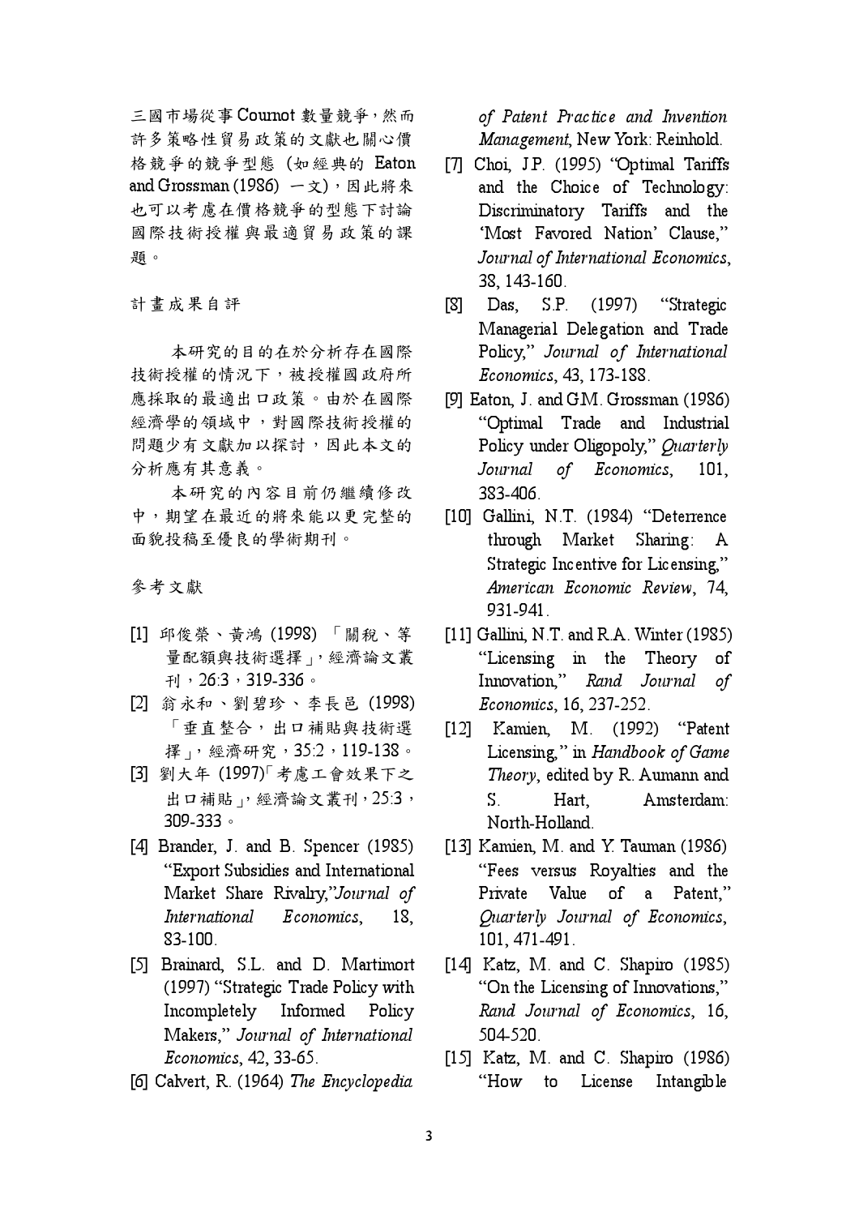三國市場從事 Cournot 數量競爭，然而許多策略性貿易政策的文獻也關心價格競爭的競爭型態（如經典的 Eaton and Grossman (1986) 一文），因此將來也可以考慮在價格競爭的型態下討論國際技術授權與最適貿易政策的課題。

## 計畫成果自評

本研究的目的在於分析存在國際技術授權的情況下，被授權國政府所應採取的最適出口政策。由於在國際經濟學的領域中，對國際技術授權的問題少有文獻加以探討，因此本文的分析應有其意義。

本研究的內容目前仍繼續修改中，期望在最近的將來能以更完整的面貌投稿至優良的學術期刊。

## 參考文獻

[1] 邱俊榮、黃鴻 (1998) 「關稅、等量配額與技術選擇」，經濟論文叢刊，26:3，319-336。

[2] 翁永和、劉碧珍、李長邑 (1998) 「垂直整合，出口補貼與技術選擇」，經濟研究，35:2，119-138。

[3] 劉大年 (1997)「考慮工會效果下之出口補貼」，經濟論文叢刊，25:3，309-333。

[4] Brander, J. and B. Spencer (1985) "Export Subsidies and International Market Share Rivalry," *Journal of International Economics*, 18, 83-100.

[5] Brainard, S.L. and D. Martimort (1997) "Strategic Trade Policy with Incompletely Informed Policy Makers," *Journal of International Economics*, 42, 33-65.

[6] Calvert, R. (1964) *The Encyclopedia of Patent Practice and Invention Management*, New York: Reinhold.

[7] Choi, J.P. (1995) "Optimal Tariffs and the Choice of Technology: Discriminatory Tariffs and the 'Most Favored Nation' Clause," *Journal of International Economics*, 38, 143-160.

[8] Das, S.P. (1997) "Strategic Managerial Delegation and Trade Policy," *Journal of International Economics*, 43, 173-188.

[9] Eaton, J. and G.M. Grossman (1986) "Optimal Trade and Industrial Policy under Oligopoly," *Quarterly Journal of Economics*, 101, 383-406.

[10] Gallini, N.T. (1984) "Deterrence through Market Sharing: A Strategic Incentive for Licensing," *American Economic Review*, 74, 931-941.

[11] Gallini, N.T. and R.A. Winter (1985) "Licensing in the Theory of Innovation," *Rand Journal of Economics*, 16, 237-252.

[12] Kamien, M. (1992) "Patent Licensing," in *Handbook of Game Theory*, edited by R. Aumann and S. Hart, Amsterdam: North-Holland.

[13] Kamien, M. and Y. Tauman (1986) "Fees versus Royalties and the Private Value of a Patent," *Quarterly Journal of Economics*, 101, 471-491.

[14] Katz, M. and C. Shapiro (1985) "On the Licensing of Innovations," *Rand Journal of Economics*, 16, 504-520.

[15] Katz, M. and C. Shapiro (1986) "How to License Intangible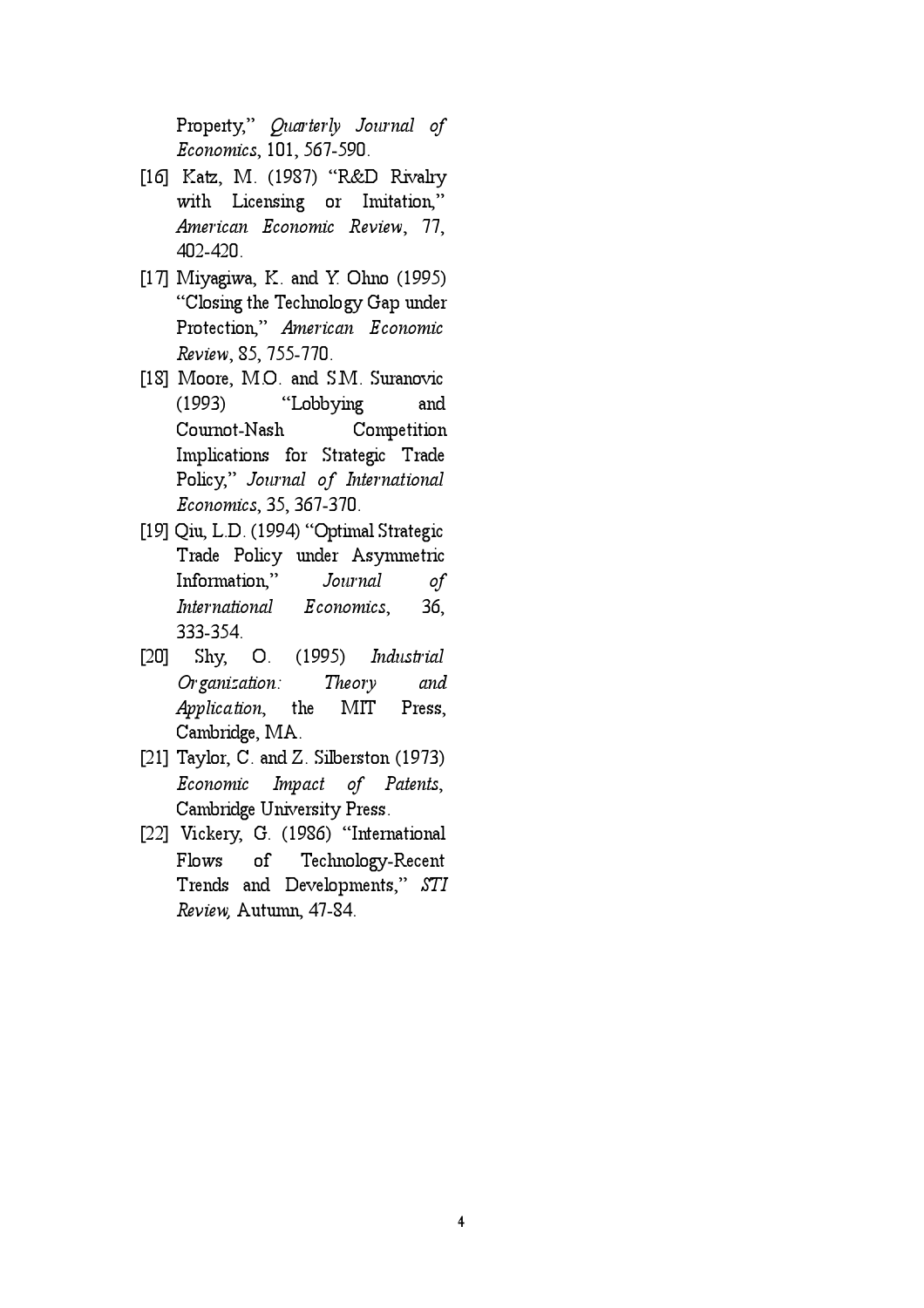Property," *Quarterly Journal of Economics*, 101, 567-590.

[16] Katz, M. (1987) "R&D Rivalry with Licensing or Imitation," *American Economic Review*, 77, 402-420.

[17] Miyagiwa, K. and Y. Ohno (1995) "Closing the Technology Gap under Protection," *American Economic Review*, 85, 755-770.

[18] Moore, M.O. and S.M. Suranovic (1993) "Lobbying and Cournot-Nash Competition Implications for Strategic Trade Policy," *Journal of International Economics*, 35, 367-370.

[19] Qiu, L.D. (1994) "Optimal Strategic Trade Policy under Asymmetric Information," *Journal of International Economics*, 36, 333-354.

[20] Shy, O. (1995) *Industrial Organization: Theory and Application*, the MIT Press, Cambridge, MA.

[21] Taylor, C. and Z. Silberston (1973) *Economic Impact of Patents*, Cambridge University Press.

[22] Vickery, G. (1986) "International Flows of Technology-Recent Trends and Developments," *STI Review,* Autumn, 47-84.